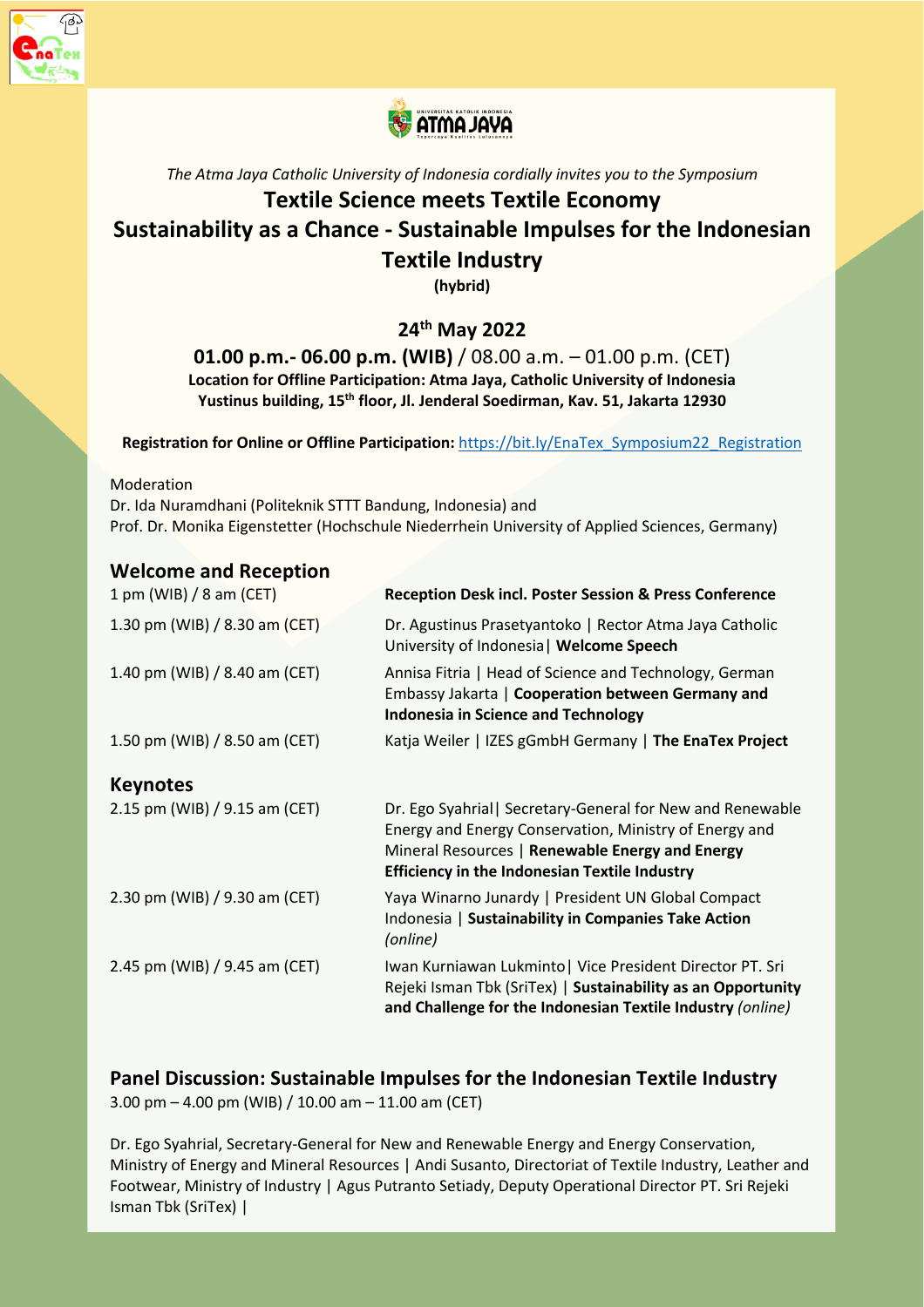*The Atma Jaya Catholic University of Indonesia cordially invites you to the Symposium*

# Textile Science meets Textile Economy
# Sustainability as a Chance - Sustainable Impulses for the Indonesian Textile Industry

**(hybrid)**

## 24th May 2022

**01.00 p.m.- 06.00 p.m. (WIB)** / 08.00 a.m. – 01.00 p.m. (CET)

**Location for Offline Participation: Atma Jaya, Catholic University of Indonesia**
**Yustinus building, 15th floor, Jl. Jenderal Soedirman, Kav. 51, Jakarta 12930**

**Registration for Online or Offline Participation:** https://bit.ly/EnaTex_Symposium22_Registration

Moderation
Dr. Ida Nuramdhani (Politeknik STTT Bandung, Indonesia) and
Prof. Dr. Monika Eigenstetter (Hochschule Niederrhein University of Applied Sciences, Germany)

## Welcome and Reception

| | |
|---|---|
| 1 pm (WIB) / 8 am (CET) | **Reception Desk incl. Poster Session & Press Conference** |
| 1.30 pm (WIB) / 8.30 am (CET) | Dr. Agustinus Prasetyantoko \| Rector Atma Jaya Catholic University of Indonesia\| **Welcome Speech** |
| 1.40 pm (WIB) / 8.40 am (CET) | Annisa Fitria \| Head of Science and Technology, German Embassy Jakarta \| **Cooperation between Germany and Indonesia in Science and Technology** |
| 1.50 pm (WIB) / 8.50 am (CET) | Katja Weiler \| IZES gGmbH Germany \| **The EnaTex Project** |

## Keynotes

| | |
|---|---|
| 2.15 pm (WIB) / 9.15 am (CET) | Dr. Ego Syahrial\| Secretary-General for New and Renewable Energy and Energy Conservation, Ministry of Energy and Mineral Resources \| **Renewable Energy and Energy Efficiency in the Indonesian Textile Industry** |
| 2.30 pm (WIB) / 9.30 am (CET) | Yaya Winarno Junardy \| President UN Global Compact Indonesia \| **Sustainability in Companies Take Action** *(online)* |
| 2.45 pm (WIB) / 9.45 am (CET) | Iwan Kurniawan Lukminto\| Vice President Director PT. Sri Rejeki Isman Tbk (SriTex) \| **Sustainability as an Opportunity and Challenge for the Indonesian Textile Industry** *(online)* |

## Panel Discussion: Sustainable Impulses for the Indonesian Textile Industry

3.00 pm – 4.00 pm (WIB) / 10.00 am – 11.00 am (CET)

Dr. Ego Syahrial, Secretary-General for New and Renewable Energy and Energy Conservation, Ministry of Energy and Mineral Resources | Andi Susanto, Directoriat of Textile Industry, Leather and Footwear, Ministry of Industry | Agus Putranto Setiady, Deputy Operational Director PT. Sri Rejeki Isman Tbk (SriTex) |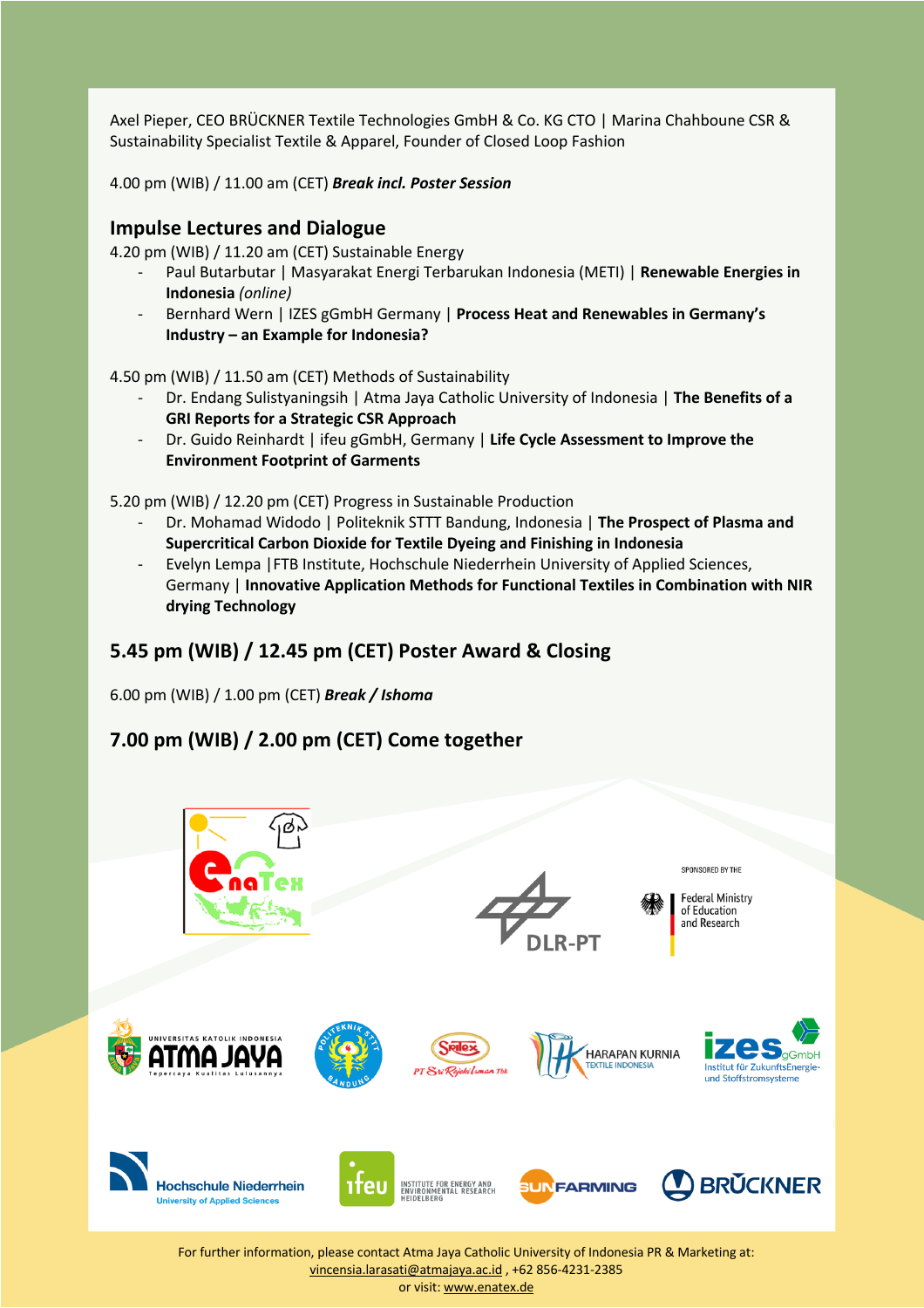Axel Pieper, CEO BRÜCKNER Textile Technologies GmbH & Co. KG CTO | Marina Chahboune CSR & Sustainability Specialist Textile & Apparel, Founder of Closed Loop Fashion

4.00 pm (WIB) / 11.00 am (CET) ***Break incl. Poster Session***

## Impulse Lectures and Dialogue

4.20 pm (WIB) / 11.20 am (CET) Sustainable Energy

- Paul Butarbutar | Masyarakat Energi Terbarukan Indonesia (METI) | **Renewable Energies in Indonesia** *(online)*
- Bernhard Wern | IZES gGmbH Germany | **Process Heat and Renewables in Germany's Industry – an Example for Indonesia?**

4.50 pm (WIB) / 11.50 am (CET) Methods of Sustainability

- Dr. Endang Sulistyaningsih | Atma Jaya Catholic University of Indonesia | **The Benefits of a GRI Reports for a Strategic CSR Approach**
- Dr. Guido Reinhardt | ifeu gGmbH, Germany | **Life Cycle Assessment to Improve the Environment Footprint of Garments**

5.20 pm (WIB) / 12.20 pm (CET) Progress in Sustainable Production

- Dr. Mohamad Widodo | Politeknik STTT Bandung, Indonesia | **The Prospect of Plasma and Supercritical Carbon Dioxide for Textile Dyeing and Finishing in Indonesia**
- Evelyn Lempa |FTB Institute, Hochschule Niederrhein University of Applied Sciences, Germany | **Innovative Application Methods for Functional Textiles in Combination with NIR drying Technology**

## 5.45 pm (WIB) / 12.45 pm (CET) Poster Award & Closing

6.00 pm (WIB) / 1.00 pm (CET) ***Break / Ishoma***

## 7.00 pm (WIB) / 2.00 pm (CET) Come together

For further information, please contact Atma Jaya Catholic University of Indonesia PR & Marketing at: vincensia.larasati@atmajaya.ac.id , +62 856-4231-2385
or visit: www.enatex.de